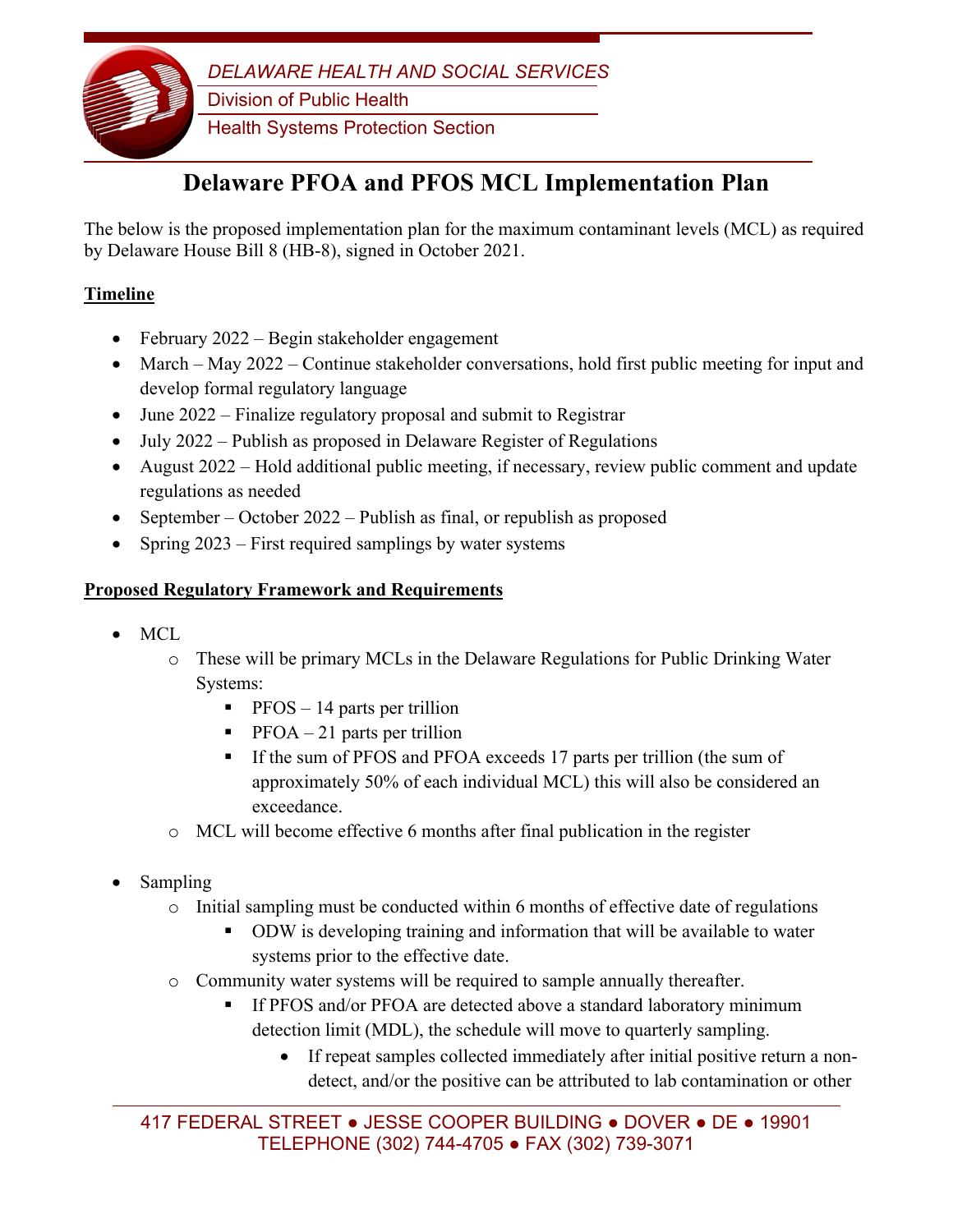DELAWARE HEALTH AND SOCIAL SERVICES

Division of Public Health

Health Systems Protection Section

# Delaware PFOA and PFOS MCL Implementation Plan

The below is the proposed implementation plan for the maximum contaminant levels (MCL) as required by Delaware House Bill 8 (HB-8), signed in October 2021.

## Timeline

- February 2022 – Begin stakeholder engagement
- March – May 2022 – Continue stakeholder conversations, hold first public meeting for input and develop formal regulatory language
- June 2022 – Finalize regulatory proposal and submit to Registrar
- July 2022 – Publish as proposed in Delaware Register of Regulations
- August 2022 – Hold additional public meeting, if necessary, review public comment and update regulations as needed
- September – October 2022 – Publish as final, or republish as proposed
- Spring 2023 – First required samplings by water systems

## Proposed Regulatory Framework and Requirements

- MCL
  - These will be primary MCLs in the Delaware Regulations for Public Drinking Water Systems:
    - PFOS – 14 parts per trillion
    - PFOA – 21 parts per trillion
    - If the sum of PFOS and PFOA exceeds 17 parts per trillion (the sum of approximately 50% of each individual MCL) this will also be considered an exceedance.
  - MCL will become effective 6 months after final publication in the register

- Sampling
  - Initial sampling must be conducted within 6 months of effective date of regulations
    - ODW is developing training and information that will be available to water systems prior to the effective date.
  - Community water systems will be required to sample annually thereafter.
    - If PFOS and/or PFOA are detected above a standard laboratory minimum detection limit (MDL), the schedule will move to quarterly sampling.
      - If repeat samples collected immediately after initial positive return a non-detect, and/or the positive can be attributed to lab contamination or other

417 FEDERAL STREET ● JESSE COOPER BUILDING ● DOVER ● DE ● 19901
TELEPHONE (302) 744-4705 ● FAX (302) 739-3071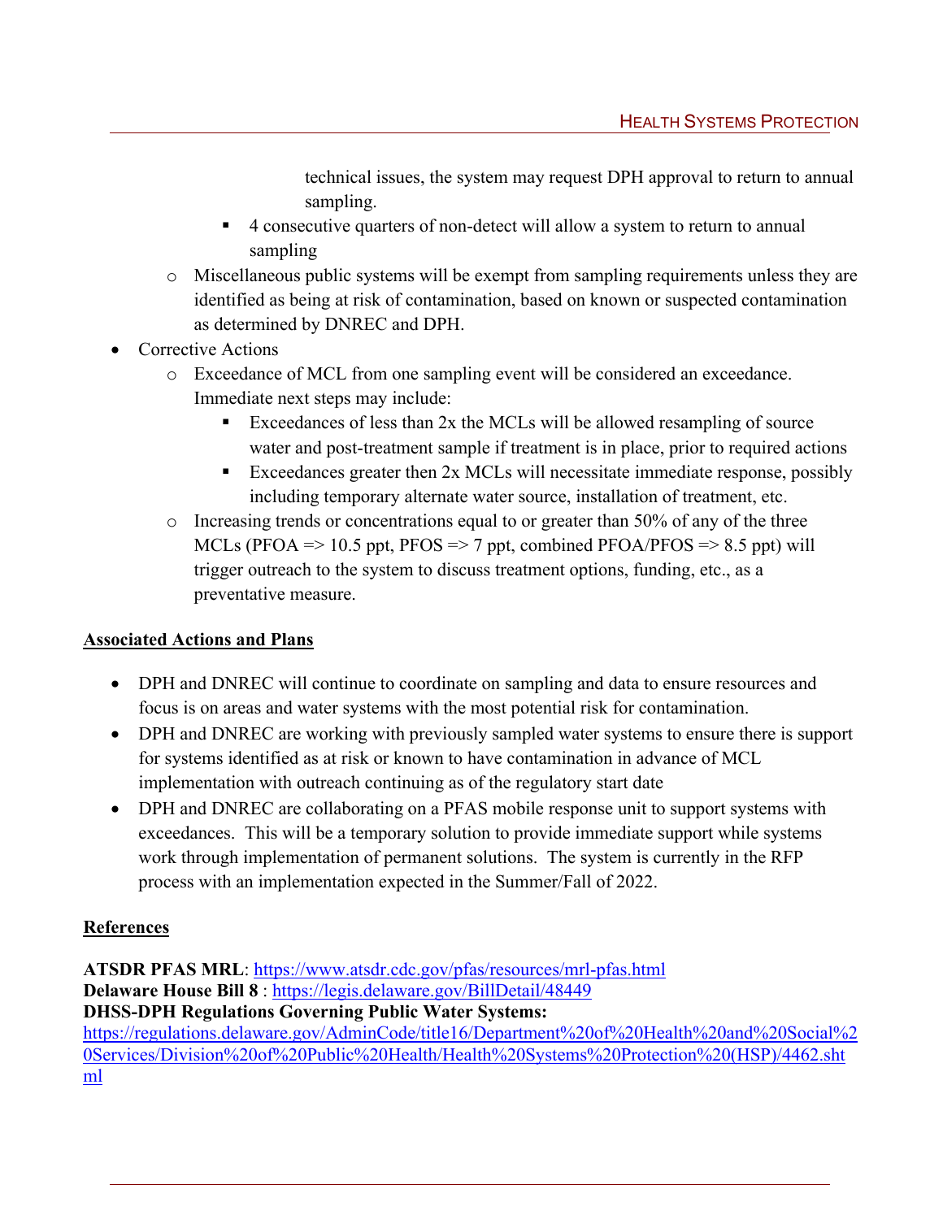technical issues, the system may request DPH approval to return to annual sampling.
    - 4 consecutive quarters of non-detect will allow a system to return to annual sampling
  - Miscellaneous public systems will be exempt from sampling requirements unless they are identified as being at risk of contamination, based on known or suspected contamination as determined by DNREC and DPH.
- Corrective Actions
  - Exceedance of MCL from one sampling event will be considered an exceedance. Immediate next steps may include:
    - Exceedances of less than 2x the MCLs will be allowed resampling of source water and post-treatment sample if treatment is in place, prior to required actions
    - Exceedances greater then 2x MCLs will necessitate immediate response, possibly including temporary alternate water source, installation of treatment, etc.
  - Increasing trends or concentrations equal to or greater than 50% of any of the three MCLs (PFOA => 10.5 ppt, PFOS => 7 ppt, combined PFOA/PFOS => 8.5 ppt) will trigger outreach to the system to discuss treatment options, funding, etc., as a preventative measure.

**Associated Actions and Plans**

- DPH and DNREC will continue to coordinate on sampling and data to ensure resources and focus is on areas and water systems with the most potential risk for contamination.
- DPH and DNREC are working with previously sampled water systems to ensure there is support for systems identified as at risk or known to have contamination in advance of MCL implementation with outreach continuing as of the regulatory start date
- DPH and DNREC are collaborating on a PFAS mobile response unit to support systems with exceedances. This will be a temporary solution to provide immediate support while systems work through implementation of permanent solutions. The system is currently in the RFP process with an implementation expected in the Summer/Fall of 2022.

**References**

**ATSDR PFAS MRL**: https://www.atsdr.cdc.gov/pfas/resources/mrl-pfas.html
**Delaware House Bill 8** : https://legis.delaware.gov/BillDetail/48449
**DHSS-DPH Regulations Governing Public Water Systems:**
https://regulations.delaware.gov/AdminCode/title16/Department%20of%20Health%20and%20Social%20Services/Division%20of%20Public%20Health/Health%20Systems%20Protection%20(HSP)/4462.shtml